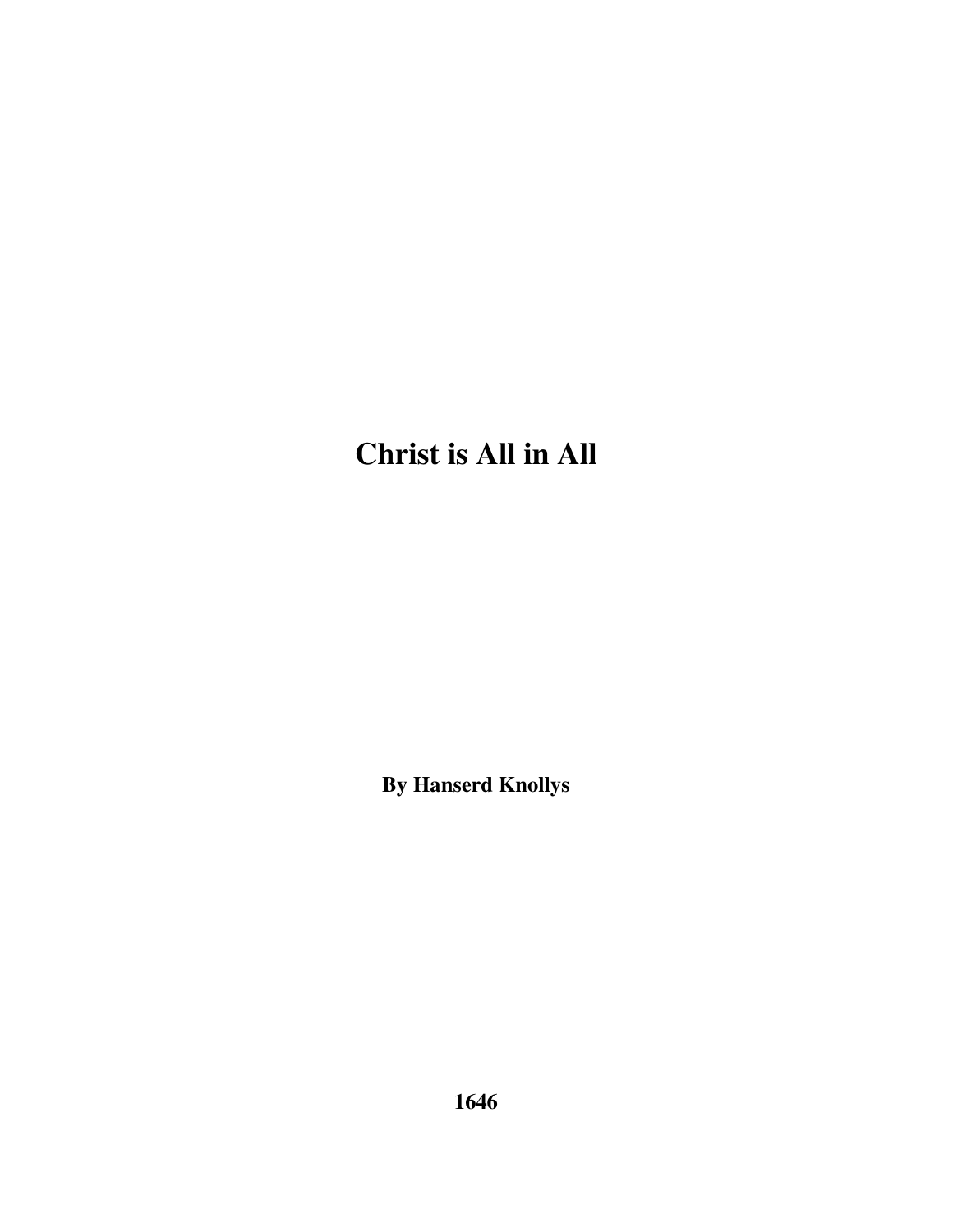# Christ is All in All

**By Hanserd Knollys**

**1646**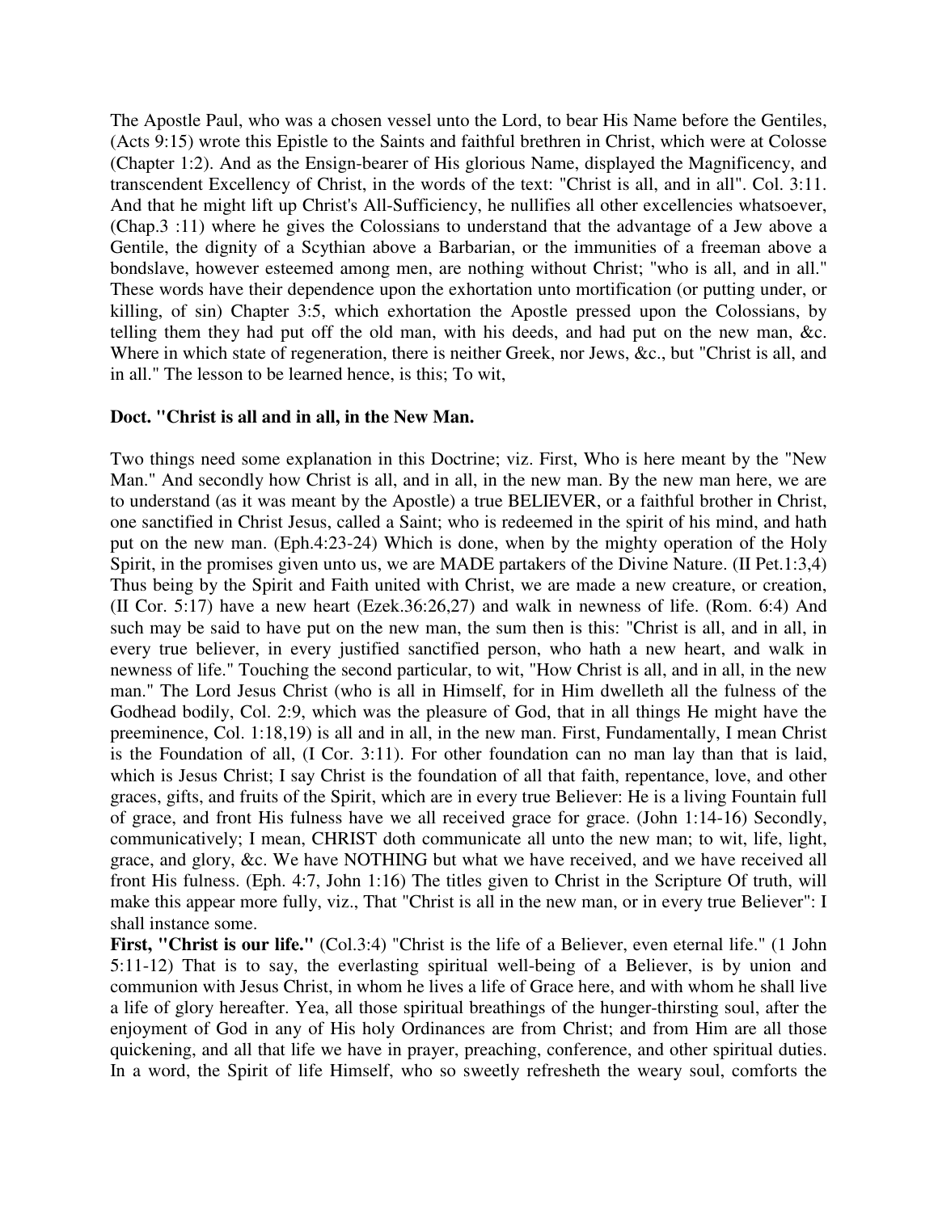The Apostle Paul, who was a chosen vessel unto the Lord, to bear His Name before the Gentiles, (Acts 9:15) wrote this Epistle to the Saints and faithful brethren in Christ, which were at Colosse (Chapter 1:2). And as the Ensign-bearer of His glorious Name, displayed the Magnificency, and transcendent Excellency of Christ, in the words of the text: "Christ is all, and in all". Col. 3:11. And that he might lift up Christ's All-Sufficiency, he nullifies all other excellencies whatsoever, (Chap.3 :11) where he gives the Colossians to understand that the advantage of a Jew above a Gentile, the dignity of a Scythian above a Barbarian, or the immunities of a freeman above a bondslave, however esteemed among men, are nothing without Christ; "who is all, and in all." These words have their dependence upon the exhortation unto mortification (or putting under, or killing, of sin) Chapter 3:5, which exhortation the Apostle pressed upon the Colossians, by telling them they had put off the old man, with his deeds, and had put on the new man, &c. Where in which state of regeneration, there is neither Greek, nor Jews, &c., but "Christ is all, and in all." The lesson to be learned hence, is this; To wit,

**Doct. "Christ is all and in all, in the New Man.**

Two things need some explanation in this Doctrine; viz. First, Who is here meant by the "New Man." And secondly how Christ is all, and in all, in the new man. By the new man here, we are to understand (as it was meant by the Apostle) a true BELIEVER, or a faithful brother in Christ, one sanctified in Christ Jesus, called a Saint; who is redeemed in the spirit of his mind, and hath put on the new man. (Eph.4:23-24) Which is done, when by the mighty operation of the Holy Spirit, in the promises given unto us, we are MADE partakers of the Divine Nature. (II Pet.1:3,4) Thus being by the Spirit and Faith united with Christ, we are made a new creature, or creation, (II Cor. 5:17) have a new heart (Ezek.36:26,27) and walk in newness of life. (Rom. 6:4) And such may be said to have put on the new man, the sum then is this: "Christ is all, and in all, in every true believer, in every justified sanctified person, who hath a new heart, and walk in newness of life." Touching the second particular, to wit, "How Christ is all, and in all, in the new man." The Lord Jesus Christ (who is all in Himself, for in Him dwelleth all the fulness of the Godhead bodily, Col. 2:9, which was the pleasure of God, that in all things He might have the preeminence, Col. 1:18,19) is all and in all, in the new man. First, Fundamentally, I mean Christ is the Foundation of all, (I Cor. 3:11). For other foundation can no man lay than that is laid, which is Jesus Christ; I say Christ is the foundation of all that faith, repentance, love, and other graces, gifts, and fruits of the Spirit, which are in every true Believer: He is a living Fountain full of grace, and front His fulness have we all received grace for grace. (John 1:14-16) Secondly, communicatively; I mean, CHRIST doth communicate all unto the new man; to wit, life, light, grace, and glory, &c. We have NOTHING but what we have received, and we have received all front His fulness. (Eph. 4:7, John 1:16) The titles given to Christ in the Scripture Of truth, will make this appear more fully, viz., That "Christ is all in the new man, or in every true Believer": I shall instance some.

**First, "Christ is our life."** (Col.3:4) "Christ is the life of a Believer, even eternal life." (1 John 5:11-12) That is to say, the everlasting spiritual well-being of a Believer, is by union and communion with Jesus Christ, in whom he lives a life of Grace here, and with whom he shall live a life of glory hereafter. Yea, all those spiritual breathings of the hunger-thirsting soul, after the enjoyment of God in any of His holy Ordinances are from Christ; and from Him are all those quickening, and all that life we have in prayer, preaching, conference, and other spiritual duties. In a word, the Spirit of life Himself, who so sweetly refresheth the weary soul, comforts the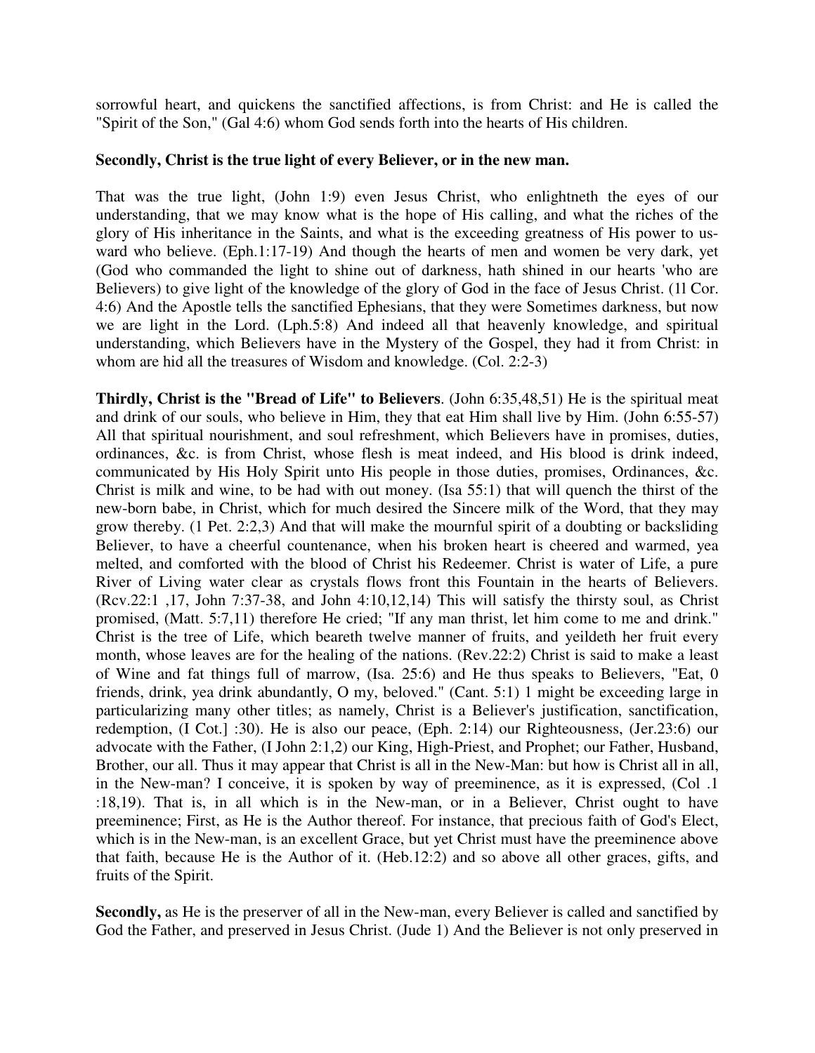sorrowful heart, and quickens the sanctified affections, is from Christ: and He is called the "Spirit of the Son," (Gal 4:6) whom God sends forth into the hearts of His children.

**Secondly, Christ is the true light of every Believer, or in the new man.**

That was the true light, (John 1:9) even Jesus Christ, who enlightneth the eyes of our understanding, that we may know what is the hope of His calling, and what the riches of the glory of His inheritance in the Saints, and what is the exceeding greatness of His power to us-ward who believe. (Eph.1:17-19) And though the hearts of men and women be very dark, yet (God who commanded the light to shine out of darkness, hath shined in our hearts 'who are Believers) to give light of the knowledge of the glory of God in the face of Jesus Christ. (1l Cor. 4:6) And the Apostle tells the sanctified Ephesians, that they were Sometimes darkness, but now we are light in the Lord. (Lph.5:8) And indeed all that heavenly knowledge, and spiritual understanding, which Believers have in the Mystery of the Gospel, they had it from Christ: in whom are hid all the treasures of Wisdom and knowledge. (Col. 2:2-3)

**Thirdly, Christ is the "Bread of Life" to Believers**. (John 6:35,48,51) He is the spiritual meat and drink of our souls, who believe in Him, they that eat Him shall live by Him. (John 6:55-57) All that spiritual nourishment, and soul refreshment, which Believers have in promises, duties, ordinances, &c. is from Christ, whose flesh is meat indeed, and His blood is drink indeed, communicated by His Holy Spirit unto His people in those duties, promises, Ordinances, &c. Christ is milk and wine, to be had with out money. (Isa 55:1) that will quench the thirst of the new-born babe, in Christ, which for much desired the Sincere milk of the Word, that they may grow thereby. (1 Pet. 2:2,3) And that will make the mournful spirit of a doubting or backsliding Believer, to have a cheerful countenance, when his broken heart is cheered and warmed, yea melted, and comforted with the blood of Christ his Redeemer. Christ is water of Life, a pure River of Living water clear as crystals flows front this Fountain in the hearts of Believers. (Rcv.22:1 ,17, John 7:37-38, and John 4:10,12,14) This will satisfy the thirsty soul, as Christ promised, (Matt. 5:7,11) therefore He cried; "If any man thrist, let him come to me and drink." Christ is the tree of Life, which beareth twelve manner of fruits, and yeildeth her fruit every month, whose leaves are for the healing of the nations. (Rev.22:2) Christ is said to make a least of Wine and fat things full of marrow, (Isa. 25:6) and He thus speaks to Believers, "Eat, 0 friends, drink, yea drink abundantly, O my, beloved." (Cant. 5:1) 1 might be exceeding large in particularizing many other titles; as namely, Christ is a Believer's justification, sanctification, redemption, (I Cot.] :30). He is also our peace, (Eph. 2:14) our Righteousness, (Jer.23:6) our advocate with the Father, (I John 2:1,2) our King, High-Priest, and Prophet; our Father, Husband, Brother, our all. Thus it may appear that Christ is all in the New-Man: but how is Christ all in all, in the New-man? I conceive, it is spoken by way of preeminence, as it is expressed, (Col .1 :18,19). That is, in all which is in the New-man, or in a Believer, Christ ought to have preeminence; First, as He is the Author thereof. For instance, that precious faith of God's Elect, which is in the New-man, is an excellent Grace, but yet Christ must have the preeminence above that faith, because He is the Author of it. (Heb.12:2) and so above all other graces, gifts, and fruits of the Spirit.

**Secondly,** as He is the preserver of all in the New-man, every Believer is called and sanctified by God the Father, and preserved in Jesus Christ. (Jude 1) And the Believer is not only preserved in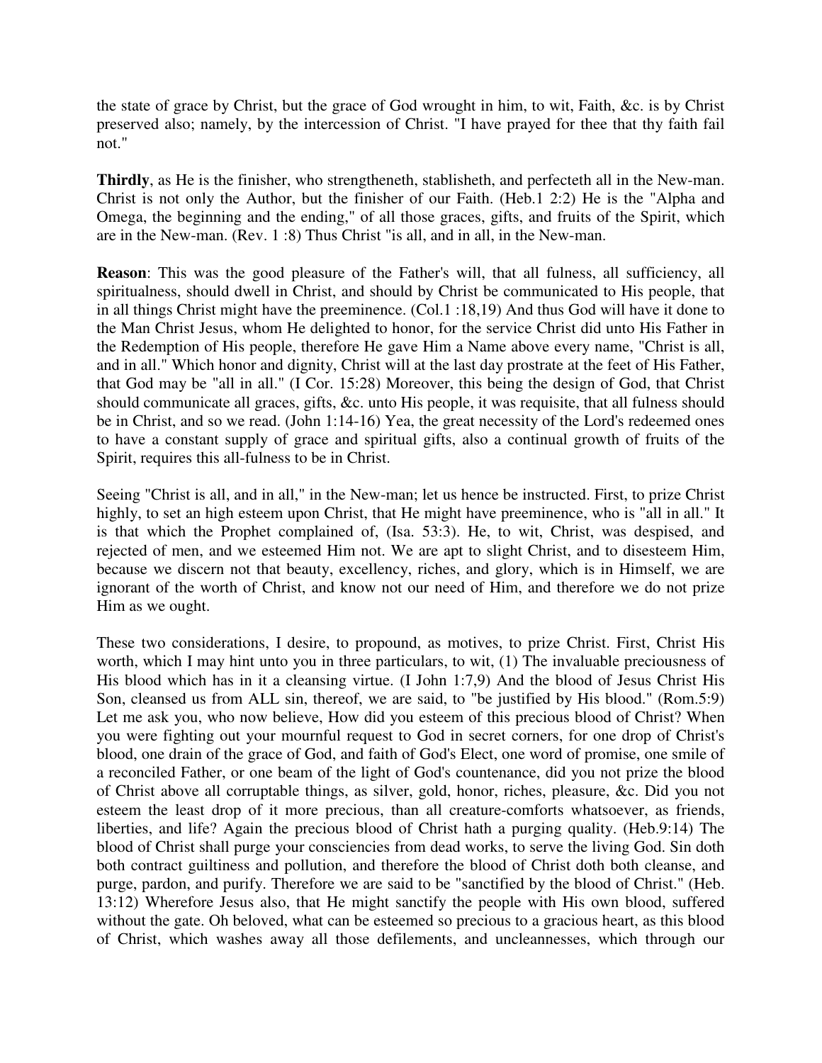the state of grace by Christ, but the grace of God wrought in him, to wit, Faith, &c. is by Christ preserved also; namely, by the intercession of Christ. "I have prayed for thee that thy faith fail not."

**Thirdly**, as He is the finisher, who strengtheneth, stablisheth, and perfecteth all in the New-man. Christ is not only the Author, but the finisher of our Faith. (Heb.1 2:2) He is the "Alpha and Omega, the beginning and the ending," of all those graces, gifts, and fruits of the Spirit, which are in the New-man. (Rev. 1 :8) Thus Christ "is all, and in all, in the New-man.

**Reason**: This was the good pleasure of the Father's will, that all fulness, all sufficiency, all spiritualness, should dwell in Christ, and should by Christ be communicated to His people, that in all things Christ might have the preeminence. (Col.1 :18,19) And thus God will have it done to the Man Christ Jesus, whom He delighted to honor, for the service Christ did unto His Father in the Redemption of His people, therefore He gave Him a Name above every name, "Christ is all, and in all." Which honor and dignity, Christ will at the last day prostrate at the feet of His Father, that God may be "all in all." (I Cor. 15:28) Moreover, this being the design of God, that Christ should communicate all graces, gifts, &c. unto His people, it was requisite, that all fulness should be in Christ, and so we read. (John 1:14-16) Yea, the great necessity of the Lord's redeemed ones to have a constant supply of grace and spiritual gifts, also a continual growth of fruits of the Spirit, requires this all-fulness to be in Christ.

Seeing "Christ is all, and in all," in the New-man; let us hence be instructed. First, to prize Christ highly, to set an high esteem upon Christ, that He might have preeminence, who is "all in all." It is that which the Prophet complained of, (Isa. 53:3). He, to wit, Christ, was despised, and rejected of men, and we esteemed Him not. We are apt to slight Christ, and to disesteem Him, because we discern not that beauty, excellency, riches, and glory, which is in Himself, we are ignorant of the worth of Christ, and know not our need of Him, and therefore we do not prize Him as we ought.

These two considerations, I desire, to propound, as motives, to prize Christ. First, Christ His worth, which I may hint unto you in three particulars, to wit, (1) The invaluable preciousness of His blood which has in it a cleansing virtue. (I John 1:7,9) And the blood of Jesus Christ His Son, cleansed us from ALL sin, thereof, we are said, to "be justified by His blood." (Rom.5:9) Let me ask you, who now believe, How did you esteem of this precious blood of Christ? When you were fighting out your mournful request to God in secret corners, for one drop of Christ's blood, one drain of the grace of God, and faith of God's Elect, one word of promise, one smile of a reconciled Father, or one beam of the light of God's countenance, did you not prize the blood of Christ above all corruptable things, as silver, gold, honor, riches, pleasure, &c. Did you not esteem the least drop of it more precious, than all creature-comforts whatsoever, as friends, liberties, and life? Again the precious blood of Christ hath a purging quality. (Heb.9:14) The blood of Christ shall purge your consciencies from dead works, to serve the living God. Sin doth both contract guiltiness and pollution, and therefore the blood of Christ doth both cleanse, and purge, pardon, and purify. Therefore we are said to be "sanctified by the blood of Christ." (Heb. 13:12) Wherefore Jesus also, that He might sanctify the people with His own blood, suffered without the gate. Oh beloved, what can be esteemed so precious to a gracious heart, as this blood of Christ, which washes away all those defilements, and uncleannesses, which through our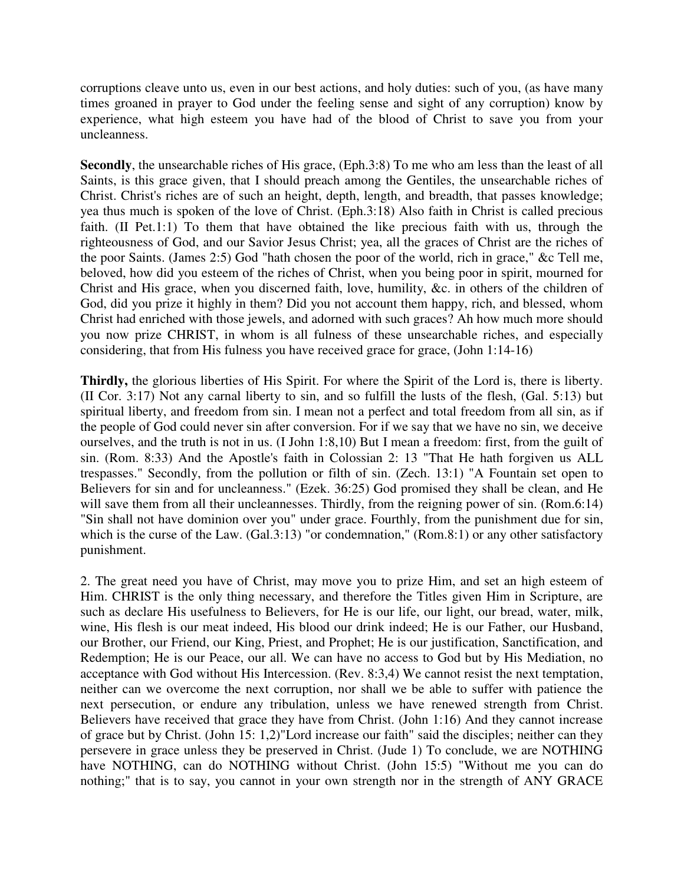corruptions cleave unto us, even in our best actions, and holy duties: such of you, (as have many times groaned in prayer to God under the feeling sense and sight of any corruption) know by experience, what high esteem you have had of the blood of Christ to save you from your uncleanness.

**Secondly**, the unsearchable riches of His grace, (Eph.3:8) To me who am less than the least of all Saints, is this grace given, that I should preach among the Gentiles, the unsearchable riches of Christ. Christ's riches are of such an height, depth, length, and breadth, that passes knowledge; yea thus much is spoken of the love of Christ. (Eph.3:18) Also faith in Christ is called precious faith. (II Pet.1:1) To them that have obtained the like precious faith with us, through the righteousness of God, and our Savior Jesus Christ; yea, all the graces of Christ are the riches of the poor Saints. (James 2:5) God "hath chosen the poor of the world, rich in grace," &c Tell me, beloved, how did you esteem of the riches of Christ, when you being poor in spirit, mourned for Christ and His grace, when you discerned faith, love, humility, &c. in others of the children of God, did you prize it highly in them? Did you not account them happy, rich, and blessed, whom Christ had enriched with those jewels, and adorned with such graces? Ah how much more should you now prize CHRIST, in whom is all fulness of these unsearchable riches, and especially considering, that from His fulness you have received grace for grace, (John 1:14-16)

**Thirdly,** the glorious liberties of His Spirit. For where the Spirit of the Lord is, there is liberty. (II Cor. 3:17) Not any carnal liberty to sin, and so fulfill the lusts of the flesh, (Gal. 5:13) but spiritual liberty, and freedom from sin. I mean not a perfect and total freedom from all sin, as if the people of God could never sin after conversion. For if we say that we have no sin, we deceive ourselves, and the truth is not in us. (I John 1:8,10) But I mean a freedom: first, from the guilt of sin. (Rom. 8:33) And the Apostle's faith in Colossian 2: 13 "That He hath forgiven us ALL trespasses." Secondly, from the pollution or filth of sin. (Zech. 13:1) "A Fountain set open to Believers for sin and for uncleanness." (Ezek. 36:25) God promised they shall be clean, and He will save them from all their uncleannesses. Thirdly, from the reigning power of sin. (Rom.6:14) "Sin shall not have dominion over you" under grace. Fourthly, from the punishment due for sin, which is the curse of the Law. (Gal.3:13) "or condemnation," (Rom.8:1) or any other satisfactory punishment.

2. The great need you have of Christ, may move you to prize Him, and set an high esteem of Him. CHRIST is the only thing necessary, and therefore the Titles given Him in Scripture, are such as declare His usefulness to Believers, for He is our life, our light, our bread, water, milk, wine, His flesh is our meat indeed, His blood our drink indeed; He is our Father, our Husband, our Brother, our Friend, our King, Priest, and Prophet; He is our justification, Sanctification, and Redemption; He is our Peace, our all. We can have no access to God but by His Mediation, no acceptance with God without His Intercession. (Rev. 8:3,4) We cannot resist the next temptation, neither can we overcome the next corruption, nor shall we be able to suffer with patience the next persecution, or endure any tribulation, unless we have renewed strength from Christ. Believers have received that grace they have from Christ. (John 1:16) And they cannot increase of grace but by Christ. (John 15: 1,2)"Lord increase our faith" said the disciples; neither can they persevere in grace unless they be preserved in Christ. (Jude 1) To conclude, we are NOTHING have NOTHING, can do NOTHING without Christ. (John 15:5) "Without me you can do nothing;" that is to say, you cannot in your own strength nor in the strength of ANY GRACE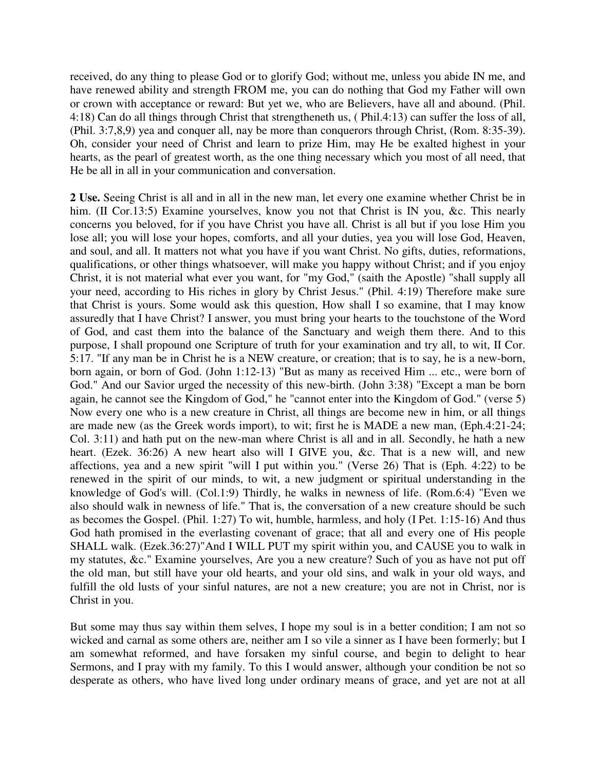received, do any thing to please God or to glorify God; without me, unless you abide IN me, and have renewed ability and strength FROM me, you can do nothing that God my Father will own or crown with acceptance or reward: But yet we, who are Believers, have all and abound. (Phil. 4:18) Can do all things through Christ that strengtheneth us, ( Phil.4:13) can suffer the loss of all, (Phil. 3:7,8,9) yea and conquer all, nay be more than conquerors through Christ, (Rom. 8:35-39). Oh, consider your need of Christ and learn to prize Him, may He be exalted highest in your hearts, as the pearl of greatest worth, as the one thing necessary which you most of all need, that He be all in all in your communication and conversation.

**2 Use.** Seeing Christ is all and in all in the new man, let every one examine whether Christ be in him. (II Cor.13:5) Examine yourselves, know you not that Christ is IN you, &c. This nearly concerns you beloved, for if you have Christ you have all. Christ is all but if you lose Him you lose all; you will lose your hopes, comforts, and all your duties, yea you will lose God, Heaven, and soul, and all. It matters not what you have if you want Christ. No gifts, duties, reformations, qualifications, or other things whatsoever, will make you happy without Christ; and if you enjoy Christ, it is not material what ever you want, for "my God," (saith the Apostle) "shall supply all your need, according to His riches in glory by Christ Jesus." (Phil. 4:19) Therefore make sure that Christ is yours. Some would ask this question, How shall I so examine, that I may know assuredly that I have Christ? I answer, you must bring your hearts to the touchstone of the Word of God, and cast them into the balance of the Sanctuary and weigh them there. And to this purpose, I shall propound one Scripture of truth for your examination and try all, to wit, II Cor. 5:17. "If any man be in Christ he is a NEW creature, or creation; that is to say, he is a new-born, born again, or born of God. (John 1:12-13) "But as many as received Him ... etc., were born of God." And our Savior urged the necessity of this new-birth. (John 3:38) "Except a man be born again, he cannot see the Kingdom of God," he "cannot enter into the Kingdom of God." (verse 5) Now every one who is a new creature in Christ, all things are become new in him, or all things are made new (as the Greek words import), to wit; first he is MADE a new man, (Eph.4:21-24; Col. 3:11) and hath put on the new-man where Christ is all and in all. Secondly, he hath a new heart. (Ezek. 36:26) A new heart also will I GIVE you, &c. That is a new will, and new affections, yea and a new spirit "will I put within you." (Verse 26) That is (Eph. 4:22) to be renewed in the spirit of our minds, to wit, a new judgment or spiritual understanding in the knowledge of God's will. (Col.1:9) Thirdly, he walks in newness of life. (Rom.6:4) "Even we also should walk in newness of life." That is, the conversation of a new creature should be such as becomes the Gospel. (Phil. 1:27) To wit, humble, harmless, and holy (I Pet. 1:15-16) And thus God hath promised in the everlasting covenant of grace; that all and every one of His people SHALL walk. (Ezek.36:27)"And I WILL PUT my spirit within you, and CAUSE you to walk in my statutes, &c." Examine yourselves, Are you a new creature? Such of you as have not put off the old man, but still have your old hearts, and your old sins, and walk in your old ways, and fulfill the old lusts of your sinful natures, are not a new creature; you are not in Christ, nor is Christ in you.

But some may thus say within them selves, I hope my soul is in a better condition; I am not so wicked and carnal as some others are, neither am I so vile a sinner as I have been formerly; but I am somewhat reformed, and have forsaken my sinful course, and begin to delight to hear Sermons, and I pray with my family. To this I would answer, although your condition be not so desperate as others, who have lived long under ordinary means of grace, and yet are not at all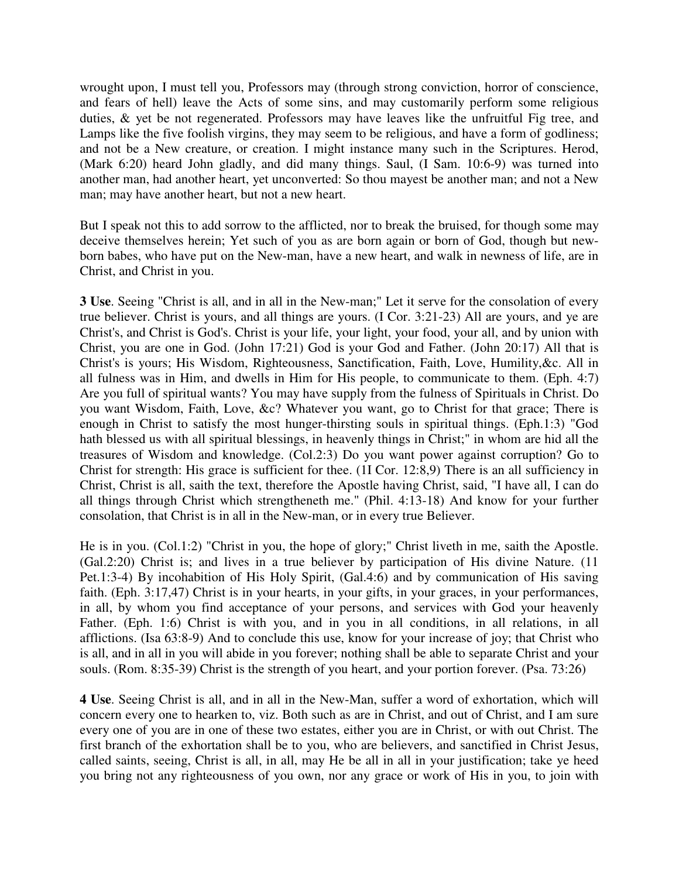wrought upon, I must tell you, Professors may (through strong conviction, horror of conscience, and fears of hell) leave the Acts of some sins, and may customarily perform some religious duties, & yet be not regenerated. Professors may have leaves like the unfruitful Fig tree, and Lamps like the five foolish virgins, they may seem to be religious, and have a form of godliness; and not be a New creature, or creation. I might instance many such in the Scriptures. Herod, (Mark 6:20) heard John gladly, and did many things. Saul, (I Sam. 10:6-9) was turned into another man, had another heart, yet unconverted: So thou mayest be another man; and not a New man; may have another heart, but not a new heart.

But I speak not this to add sorrow to the afflicted, nor to break the bruised, for though some may deceive themselves herein; Yet such of you as are born again or born of God, though but new-born babes, who have put on the New-man, have a new heart, and walk in newness of life, are in Christ, and Christ in you.

**3 Use**. Seeing "Christ is all, and in all in the New-man;" Let it serve for the consolation of every true believer. Christ is yours, and all things are yours. (I Cor. 3:21-23) All are yours, and ye are Christ's, and Christ is God's. Christ is your life, your light, your food, your all, and by union with Christ, you are one in God. (John 17:21) God is your God and Father. (John 20:17) All that is Christ's is yours; His Wisdom, Righteousness, Sanctification, Faith, Love, Humility,&c. All in all fulness was in Him, and dwells in Him for His people, to communicate to them. (Eph. 4:7) Are you full of spiritual wants? You may have supply from the fulness of Spirituals in Christ. Do you want Wisdom, Faith, Love, &c? Whatever you want, go to Christ for that grace; There is enough in Christ to satisfy the most hunger-thirsting souls in spiritual things. (Eph.1:3) "God hath blessed us with all spiritual blessings, in heavenly things in Christ;" in whom are hid all the treasures of Wisdom and knowledge. (Col.2:3) Do you want power against corruption? Go to Christ for strength: His grace is sufficient for thee. (1I Cor. 12:8,9) There is an all sufficiency in Christ, Christ is all, saith the text, therefore the Apostle having Christ, said, "I have all, I can do all things through Christ which strengtheneth me." (Phil. 4:13-18) And know for your further consolation, that Christ is in all in the New-man, or in every true Believer.

He is in you. (Col.1:2) "Christ in you, the hope of glory;" Christ liveth in me, saith the Apostle. (Gal.2:20) Christ is; and lives in a true believer by participation of His divine Nature. (11 Pet.1:3-4) By incohabition of His Holy Spirit, (Gal.4:6) and by communication of His saving faith. (Eph. 3:17,47) Christ is in your hearts, in your gifts, in your graces, in your performances, in all, by whom you find acceptance of your persons, and services with God your heavenly Father. (Eph. 1:6) Christ is with you, and in you in all conditions, in all relations, in all afflictions. (Isa 63:8-9) And to conclude this use, know for your increase of joy; that Christ who is all, and in all in you will abide in you forever; nothing shall be able to separate Christ and your souls. (Rom. 8:35-39) Christ is the strength of you heart, and your portion forever. (Psa. 73:26)

**4 Use**. Seeing Christ is all, and in all in the New-Man, suffer a word of exhortation, which will concern every one to hearken to, viz. Both such as are in Christ, and out of Christ, and I am sure every one of you are in one of these two estates, either you are in Christ, or with out Christ. The first branch of the exhortation shall be to you, who are believers, and sanctified in Christ Jesus, called saints, seeing, Christ is all, in all, may He be all in all in your justification; take ye heed you bring not any righteousness of you own, nor any grace or work of His in you, to join with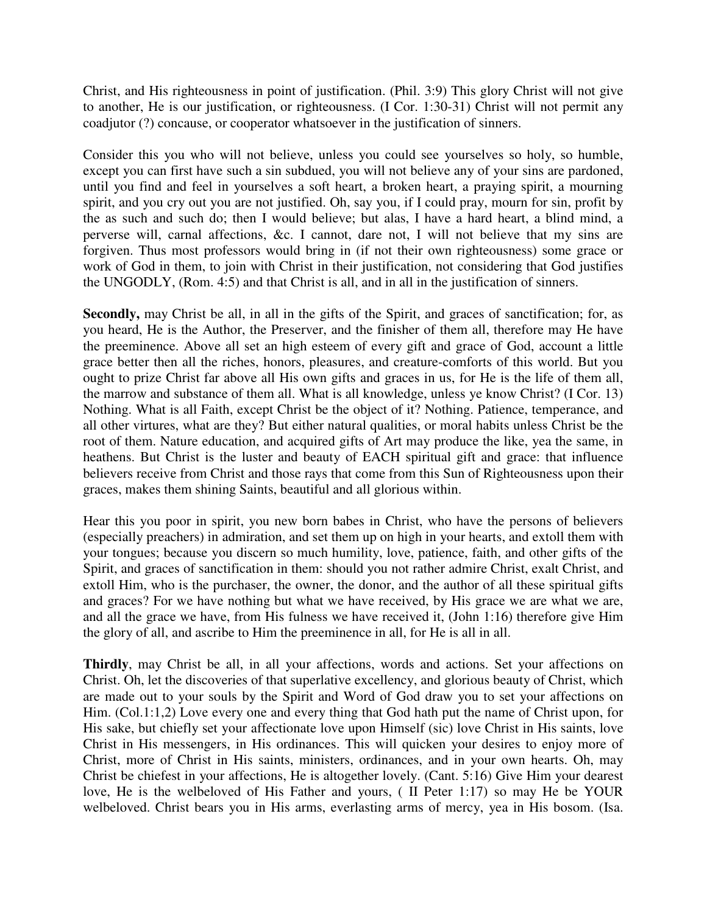Christ, and His righteousness in point of justification. (Phil. 3:9) This glory Christ will not give to another, He is our justification, or righteousness. (I Cor. 1:30-31) Christ will not permit any coadjutor (?) concause, or cooperator whatsoever in the justification of sinners.

Consider this you who will not believe, unless you could see yourselves so holy, so humble, except you can first have such a sin subdued, you will not believe any of your sins are pardoned, until you find and feel in yourselves a soft heart, a broken heart, a praying spirit, a mourning spirit, and you cry out you are not justified. Oh, say you, if I could pray, mourn for sin, profit by the as such and such do; then I would believe; but alas, I have a hard heart, a blind mind, a perverse will, carnal affections, &c. I cannot, dare not, I will not believe that my sins are forgiven. Thus most professors would bring in (if not their own righteousness) some grace or work of God in them, to join with Christ in their justification, not considering that God justifies the UNGODLY, (Rom. 4:5) and that Christ is all, and in all in the justification of sinners.

**Secondly,** may Christ be all, in all in the gifts of the Spirit, and graces of sanctification; for, as you heard, He is the Author, the Preserver, and the finisher of them all, therefore may He have the preeminence. Above all set an high esteem of every gift and grace of God, account a little grace better then all the riches, honors, pleasures, and creature-comforts of this world. But you ought to prize Christ far above all His own gifts and graces in us, for He is the life of them all, the marrow and substance of them all. What is all knowledge, unless ye know Christ? (I Cor. 13) Nothing. What is all Faith, except Christ be the object of it? Nothing. Patience, temperance, and all other virtures, what are they? But either natural qualities, or moral habits unless Christ be the root of them. Nature education, and acquired gifts of Art may produce the like, yea the same, in heathens. But Christ is the luster and beauty of EACH spiritual gift and grace: that influence believers receive from Christ and those rays that come from this Sun of Righteousness upon their graces, makes them shining Saints, beautiful and all glorious within.

Hear this you poor in spirit, you new born babes in Christ, who have the persons of believers (especially preachers) in admiration, and set them up on high in your hearts, and extoll them with your tongues; because you discern so much humility, love, patience, faith, and other gifts of the Spirit, and graces of sanctification in them: should you not rather admire Christ, exalt Christ, and extoll Him, who is the purchaser, the owner, the donor, and the author of all these spiritual gifts and graces? For we have nothing but what we have received, by His grace we are what we are, and all the grace we have, from His fulness we have received it, (John 1:16) therefore give Him the glory of all, and ascribe to Him the preeminence in all, for He is all in all.

**Thirdly**, may Christ be all, in all your affections, words and actions. Set your affections on Christ. Oh, let the discoveries of that superlative excellency, and glorious beauty of Christ, which are made out to your souls by the Spirit and Word of God draw you to set your affections on Him. (Col.1:1,2) Love every one and every thing that God hath put the name of Christ upon, for His sake, but chiefly set your affectionate love upon Himself (sic) love Christ in His saints, love Christ in His messengers, in His ordinances. This will quicken your desires to enjoy more of Christ, more of Christ in His saints, ministers, ordinances, and in your own hearts. Oh, may Christ be chiefest in your affections, He is altogether lovely. (Cant. 5:16) Give Him your dearest love, He is the welbeloved of His Father and yours, ( II Peter 1:17) so may He be YOUR welbeloved. Christ bears you in His arms, everlasting arms of mercy, yea in His bosom. (Isa.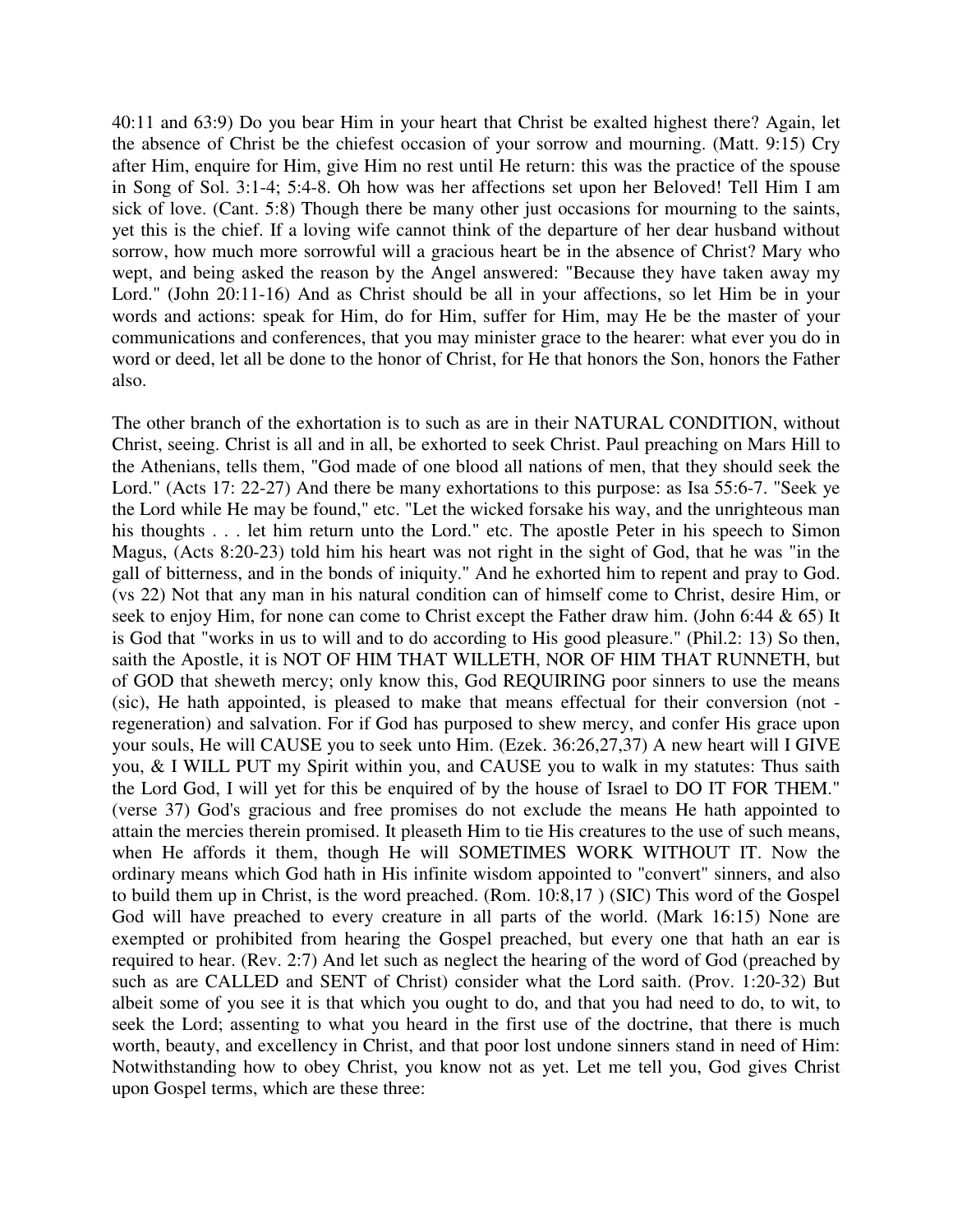40:11 and 63:9) Do you bear Him in your heart that Christ be exalted highest there? Again, let the absence of Christ be the chiefest occasion of your sorrow and mourning. (Matt. 9:15) Cry after Him, enquire for Him, give Him no rest until He return: this was the practice of the spouse in Song of Sol. 3:1-4; 5:4-8. Oh how was her affections set upon her Beloved! Tell Him I am sick of love. (Cant. 5:8) Though there be many other just occasions for mourning to the saints, yet this is the chief. If a loving wife cannot think of the departure of her dear husband without sorrow, how much more sorrowful will a gracious heart be in the absence of Christ? Mary who wept, and being asked the reason by the Angel answered: "Because they have taken away my Lord." (John 20:11-16) And as Christ should be all in your affections, so let Him be in your words and actions: speak for Him, do for Him, suffer for Him, may He be the master of your communications and conferences, that you may minister grace to the hearer: what ever you do in word or deed, let all be done to the honor of Christ, for He that honors the Son, honors the Father also.

The other branch of the exhortation is to such as are in their NATURAL CONDITION, without Christ, seeing. Christ is all and in all, be exhorted to seek Christ. Paul preaching on Mars Hill to the Athenians, tells them, "God made of one blood all nations of men, that they should seek the Lord." (Acts 17: 22-27) And there be many exhortations to this purpose: as Isa 55:6-7. "Seek ye the Lord while He may be found," etc. "Let the wicked forsake his way, and the unrighteous man his thoughts . . . let him return unto the Lord." etc. The apostle Peter in his speech to Simon Magus, (Acts 8:20-23) told him his heart was not right in the sight of God, that he was "in the gall of bitterness, and in the bonds of iniquity." And he exhorted him to repent and pray to God. (vs 22) Not that any man in his natural condition can of himself come to Christ, desire Him, or seek to enjoy Him, for none can come to Christ except the Father draw him. (John 6:44 & 65) It is God that "works in us to will and to do according to His good pleasure." (Phil.2: 13) So then, saith the Apostle, it is NOT OF HIM THAT WILLETH, NOR OF HIM THAT RUNNETH, but of GOD that sheweth mercy; only know this, God REQUIRING poor sinners to use the means (sic), He hath appointed, is pleased to make that means effectual for their conversion (not - regeneration) and salvation. For if God has purposed to shew mercy, and confer His grace upon your souls, He will CAUSE you to seek unto Him. (Ezek. 36:26,27,37) A new heart will I GIVE you, & I WILL PUT my Spirit within you, and CAUSE you to walk in my statutes: Thus saith the Lord God, I will yet for this be enquired of by the house of Israel to DO IT FOR THEM." (verse 37) God's gracious and free promises do not exclude the means He hath appointed to attain the mercies therein promised. It pleaseth Him to tie His creatures to the use of such means, when He affords it them, though He will SOMETIMES WORK WITHOUT IT. Now the ordinary means which God hath in His infinite wisdom appointed to "convert" sinners, and also to build them up in Christ, is the word preached. (Rom. 10:8,17 ) (SIC) This word of the Gospel God will have preached to every creature in all parts of the world. (Mark 16:15) None are exempted or prohibited from hearing the Gospel preached, but every one that hath an ear is required to hear. (Rev. 2:7) And let such as neglect the hearing of the word of God (preached by such as are CALLED and SENT of Christ) consider what the Lord saith. (Prov. 1:20-32) But albeit some of you see it is that which you ought to do, and that you had need to do, to wit, to seek the Lord; assenting to what you heard in the first use of the doctrine, that there is much worth, beauty, and excellency in Christ, and that poor lost undone sinners stand in need of Him: Notwithstanding how to obey Christ, you know not as yet. Let me tell you, God gives Christ upon Gospel terms, which are these three: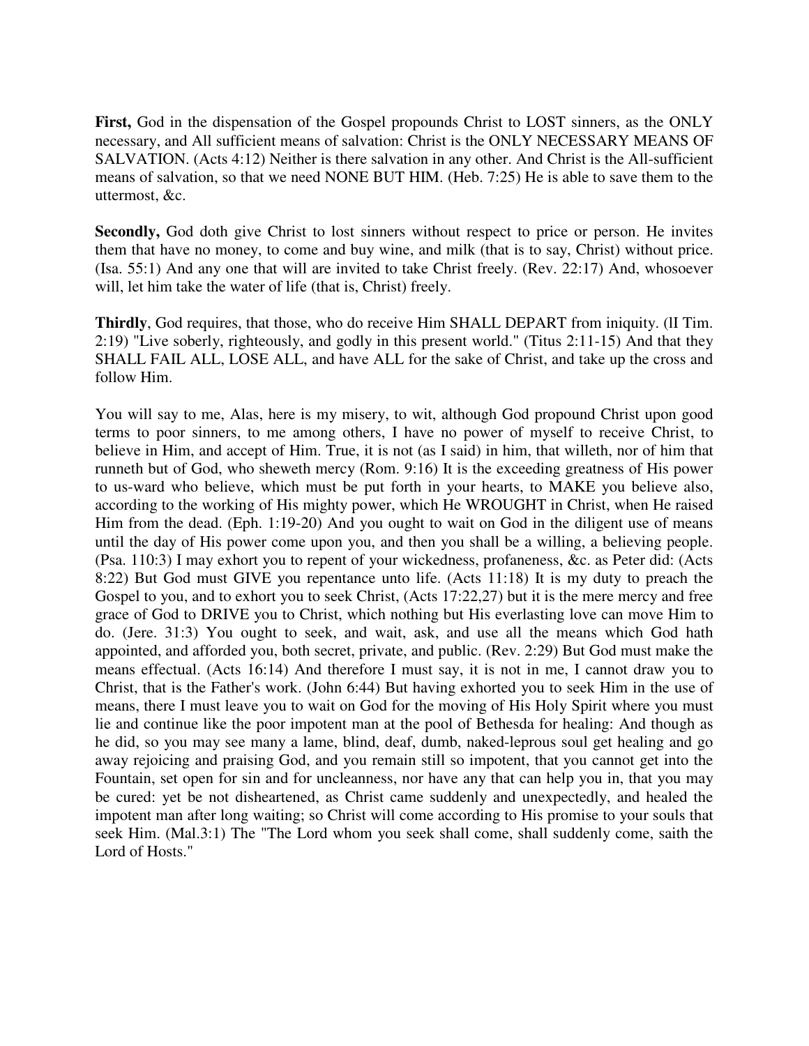**First,** God in the dispensation of the Gospel propounds Christ to LOST sinners, as the ONLY necessary, and All sufficient means of salvation: Christ is the ONLY NECESSARY MEANS OF SALVATION. (Acts 4:12) Neither is there salvation in any other. And Christ is the All-sufficient means of salvation, so that we need NONE BUT HIM. (Heb. 7:25) He is able to save them to the uttermost, &c.

**Secondly,** God doth give Christ to lost sinners without respect to price or person. He invites them that have no money, to come and buy wine, and milk (that is to say, Christ) without price. (Isa. 55:1) And any one that will are invited to take Christ freely. (Rev. 22:17) And, whosoever will, let him take the water of life (that is, Christ) freely.

**Thirdly**, God requires, that those, who do receive Him SHALL DEPART from iniquity. (lI Tim. 2:19) "Live soberly, righteously, and godly in this present world." (Titus 2:11-15) And that they SHALL FAIL ALL, LOSE ALL, and have ALL for the sake of Christ, and take up the cross and follow Him.

You will say to me, Alas, here is my misery, to wit, although God propound Christ upon good terms to poor sinners, to me among others, I have no power of myself to receive Christ, to believe in Him, and accept of Him. True, it is not (as I said) in him, that willeth, nor of him that runneth but of God, who sheweth mercy (Rom. 9:16) It is the exceeding greatness of His power to us-ward who believe, which must be put forth in your hearts, to MAKE you believe also, according to the working of His mighty power, which He WROUGHT in Christ, when He raised Him from the dead. (Eph. 1:19-20) And you ought to wait on God in the diligent use of means until the day of His power come upon you, and then you shall be a willing, a believing people. (Psa. 110:3) I may exhort you to repent of your wickedness, profaneness, &c. as Peter did: (Acts 8:22) But God must GIVE you repentance unto life. (Acts 11:18) It is my duty to preach the Gospel to you, and to exhort you to seek Christ, (Acts 17:22,27) but it is the mere mercy and free grace of God to DRIVE you to Christ, which nothing but His everlasting love can move Him to do. (Jere. 31:3) You ought to seek, and wait, ask, and use all the means which God hath appointed, and afforded you, both secret, private, and public. (Rev. 2:29) But God must make the means effectual. (Acts 16:14) And therefore I must say, it is not in me, I cannot draw you to Christ, that is the Father's work. (John 6:44) But having exhorted you to seek Him in the use of means, there I must leave you to wait on God for the moving of His Holy Spirit where you must lie and continue like the poor impotent man at the pool of Bethesda for healing: And though as he did, so you may see many a lame, blind, deaf, dumb, naked-leprous soul get healing and go away rejoicing and praising God, and you remain still so impotent, that you cannot get into the Fountain, set open for sin and for uncleanness, nor have any that can help you in, that you may be cured: yet be not disheartened, as Christ came suddenly and unexpectedly, and healed the impotent man after long waiting; so Christ will come according to His promise to your souls that seek Him. (Mal.3:1) The "The Lord whom you seek shall come, shall suddenly come, saith the Lord of Hosts."